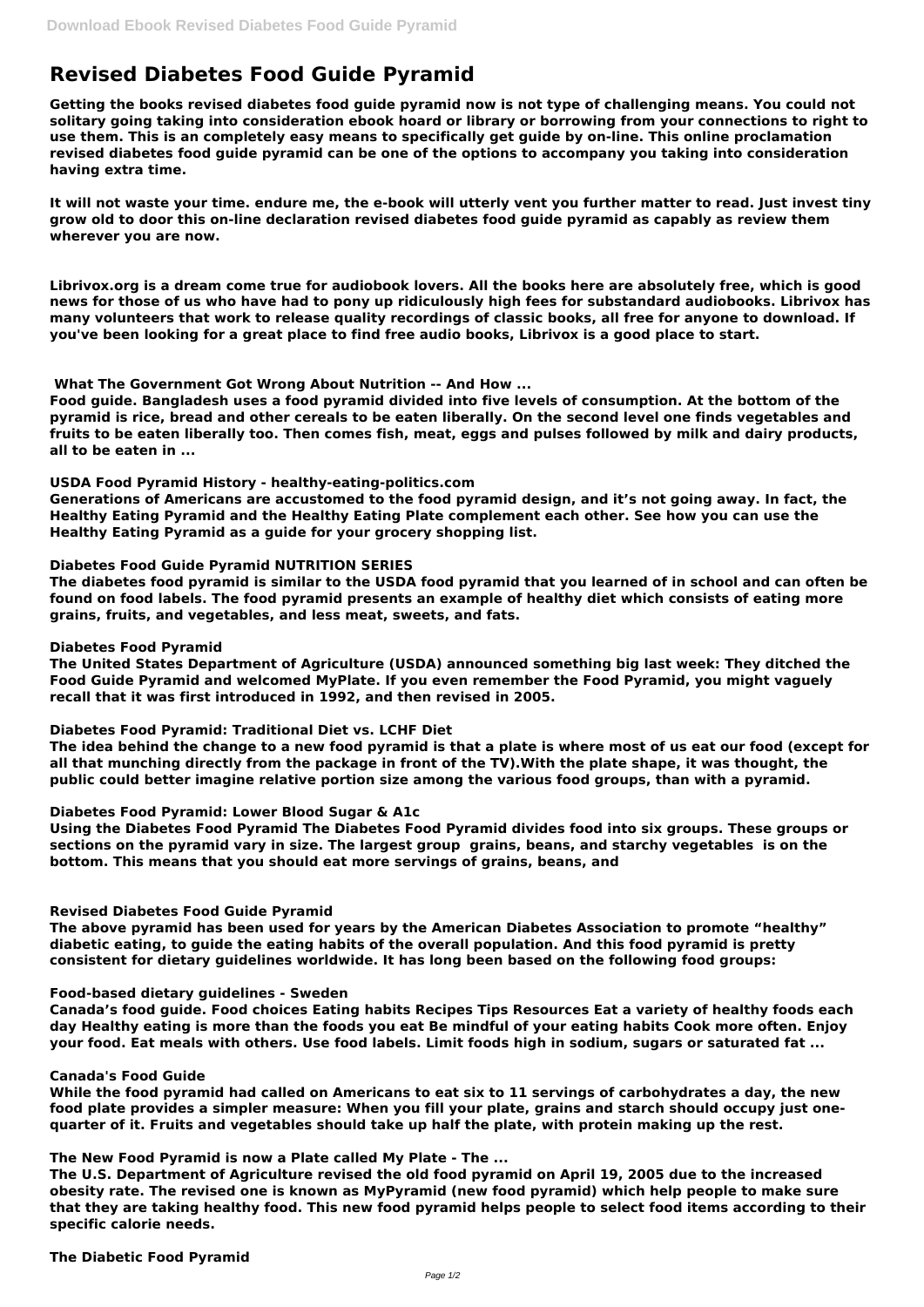# Revised Diabetes Food Guide Pyramid

**Getting the books revised diabetes food guide pyramid now is not type of challenging means. You could not solitary going taking into consideration ebook hoard or library or borrowing from your connections to right to use them. This is an completely easy means to specifically get guide by on-line. This online proclamation revised diabetes food guide pyramid can be one of the options to accompany you taking into consideration having extra time.**

**It will not waste your time. endure me, the e-book will utterly vent you further matter to read. Just invest tiny grow old to door this on-line declaration revised diabetes food guide pyramid as capably as review them wherever you are now.**

**Librivox.org is a dream come true for audiobook lovers. All the books here are absolutely free, which is good news for those of us who have had to pony up ridiculously high fees for substandard audiobooks. Librivox has many volunteers that work to release quality recordings of classic books, all free for anyone to download. If you've been looking for a great place to find free audio books, Librivox is a good place to start.**

## What The Government Got Wrong About Nutrition -- And How ...

**Food guide. Bangladesh uses a food pyramid divided into five levels of consumption. At the bottom of the pyramid is rice, bread and other cereals to be eaten liberally. On the second level one finds vegetables and fruits to be eaten liberally too. Then comes fish, meat, eggs and pulses followed by milk and dairy products, all to be eaten in ...**

## USDA Food Pyramid History - healthy-eating-politics.com

**Generations of Americans are accustomed to the food pyramid design, and it's not going away. In fact, the Healthy Eating Pyramid and the Healthy Eating Plate complement each other. See how you can use the Healthy Eating Pyramid as a guide for your grocery shopping list.**

## Diabetes Food Guide Pyramid NUTRITION SERIES

**The diabetes food pyramid is similar to the USDA food pyramid that you learned of in school and can often be found on food labels. The food pyramid presents an example of healthy diet which consists of eating more grains, fruits, and vegetables, and less meat, sweets, and fats.**

## Diabetes Food Pyramid

**The United States Department of Agriculture (USDA) announced something big last week: They ditched the Food Guide Pyramid and welcomed MyPlate. If you even remember the Food Pyramid, you might vaguely recall that it was first introduced in 1992, and then revised in 2005.**

## Diabetes Food Pyramid: Traditional Diet vs. LCHF Diet

**The idea behind the change to a new food pyramid is that a plate is where most of us eat our food (except for all that munching directly from the package in front of the TV).With the plate shape, it was thought, the public could better imagine relative portion size among the various food groups, than with a pyramid.**

## Diabetes Food Pyramid: Lower Blood Sugar & A1c

**Using the Diabetes Food Pyramid The Diabetes Food Pyramid divides food into six groups. These groups or sections on the pyramid vary in size. The largest group grains, beans, and starchy vegetables is on the bottom. This means that you should eat more servings of grains, beans, and**

## Revised Diabetes Food Guide Pyramid

**The above pyramid has been used for years by the American Diabetes Association to promote "healthy" diabetic eating, to guide the eating habits of the overall population. And this food pyramid is pretty consistent for dietary guidelines worldwide. It has long been based on the following food groups:**

## Food-based dietary guidelines - Sweden

**Canada's food guide. Food choices Eating habits Recipes Tips Resources Eat a variety of healthy foods each day Healthy eating is more than the foods you eat Be mindful of your eating habits Cook more often. Enjoy your food. Eat meals with others. Use food labels. Limit foods high in sodium, sugars or saturated fat ...**

## Canada's Food Guide

**While the food pyramid had called on Americans to eat six to 11 servings of carbohydrates a day, the new food plate provides a simpler measure: When you fill your plate, grains and starch should occupy just one-quarter of it. Fruits and vegetables should take up half the plate, with protein making up the rest.**

## The New Food Pyramid is now a Plate called My Plate - The ...

**The U.S. Department of Agriculture revised the old food pyramid on April 19, 2005 due to the increased obesity rate. The revised one is known as MyPyramid (new food pyramid) which help people to make sure that they are taking healthy food. This new food pyramid helps people to select food items according to their specific calorie needs.**

## The Diabetic Food Pyramid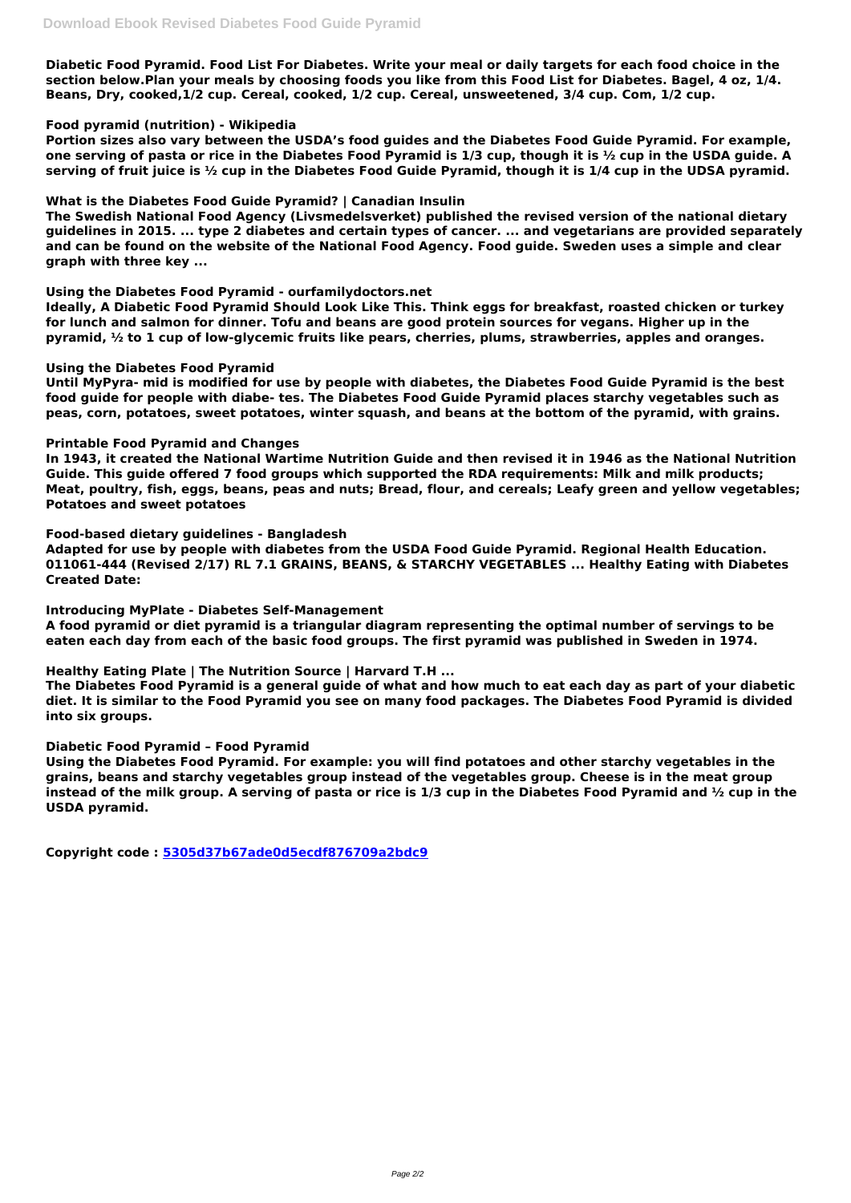**Diabetic Food Pyramid. Food List For Diabetes. Write your meal or daily targets for each food choice in the section below.Plan your meals by choosing foods you like from this Food List for Diabetes. Bagel, 4 oz, 1/4. Beans, Dry, cooked,1/2 cup. Cereal, cooked, 1/2 cup. Cereal, unsweetened, 3/4 cup. Com, 1/2 cup.**

**Food pyramid (nutrition) - Wikipedia**

**Portion sizes also vary between the USDA's food guides and the Diabetes Food Guide Pyramid. For example, one serving of pasta or rice in the Diabetes Food Pyramid is 1/3 cup, though it is ½ cup in the USDA guide. A serving of fruit juice is ½ cup in the Diabetes Food Guide Pyramid, though it is 1/4 cup in the UDSA pyramid.**

**What is the Diabetes Food Guide Pyramid? | Canadian Insulin**

**The Swedish National Food Agency (Livsmedelsverket) published the revised version of the national dietary guidelines in 2015. ... type 2 diabetes and certain types of cancer. ... and vegetarians are provided separately and can be found on the website of the National Food Agency. Food guide. Sweden uses a simple and clear graph with three key ...**

**Using the Diabetes Food Pyramid - ourfamilydoctors.net**

**Ideally, A Diabetic Food Pyramid Should Look Like This. Think eggs for breakfast, roasted chicken or turkey for lunch and salmon for dinner. Tofu and beans are good protein sources for vegans. Higher up in the pyramid, ½ to 1 cup of low-glycemic fruits like pears, cherries, plums, strawberries, apples and oranges.**

**Using the Diabetes Food Pyramid**

**Until MyPyra- mid is modified for use by people with diabetes, the Diabetes Food Guide Pyramid is the best food guide for people with diabe- tes. The Diabetes Food Guide Pyramid places starchy vegetables such as peas, corn, potatoes, sweet potatoes, winter squash, and beans at the bottom of the pyramid, with grains.**

**Printable Food Pyramid and Changes**

**In 1943, it created the National Wartime Nutrition Guide and then revised it in 1946 as the National Nutrition Guide. This guide offered 7 food groups which supported the RDA requirements: Milk and milk products; Meat, poultry, fish, eggs, beans, peas and nuts; Bread, flour, and cereals; Leafy green and yellow vegetables; Potatoes and sweet potatoes**

**Food-based dietary guidelines - Bangladesh**

**Adapted for use by people with diabetes from the USDA Food Guide Pyramid. Regional Health Education. 011061-444 (Revised 2/17) RL 7.1 GRAINS, BEANS, & STARCHY VEGETABLES ... Healthy Eating with Diabetes Created Date:**

**Introducing MyPlate - Diabetes Self-Management**

**A food pyramid or diet pyramid is a triangular diagram representing the optimal number of servings to be eaten each day from each of the basic food groups. The first pyramid was published in Sweden in 1974.**

**Healthy Eating Plate | The Nutrition Source | Harvard T.H ...**

**The Diabetes Food Pyramid is a general guide of what and how much to eat each day as part of your diabetic diet. It is similar to the Food Pyramid you see on many food packages. The Diabetes Food Pyramid is divided into six groups.**

**Diabetic Food Pyramid – Food Pyramid**

**Using the Diabetes Food Pyramid. For example: you will find potatoes and other starchy vegetables in the grains, beans and starchy vegetables group instead of the vegetables group. Cheese is in the meat group instead of the milk group. A serving of pasta or rice is 1/3 cup in the Diabetes Food Pyramid and ½ cup in the USDA pyramid.**

**Copyright code : 5305d37b67ade0d5ecdf876709a2bdc9**